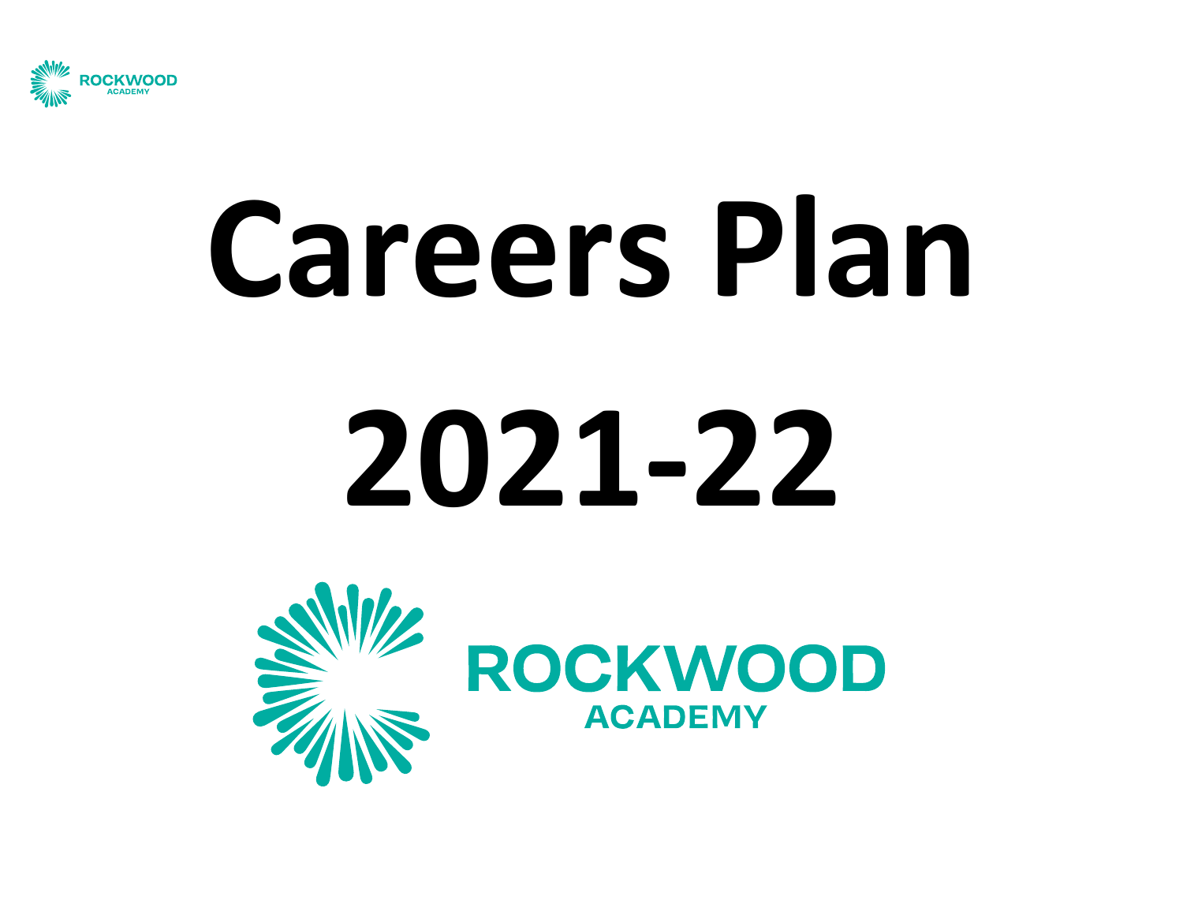ROCKWOOD ACADEMY

# Careers Plan

# 2021-22

ROCKWOOD ACADEMY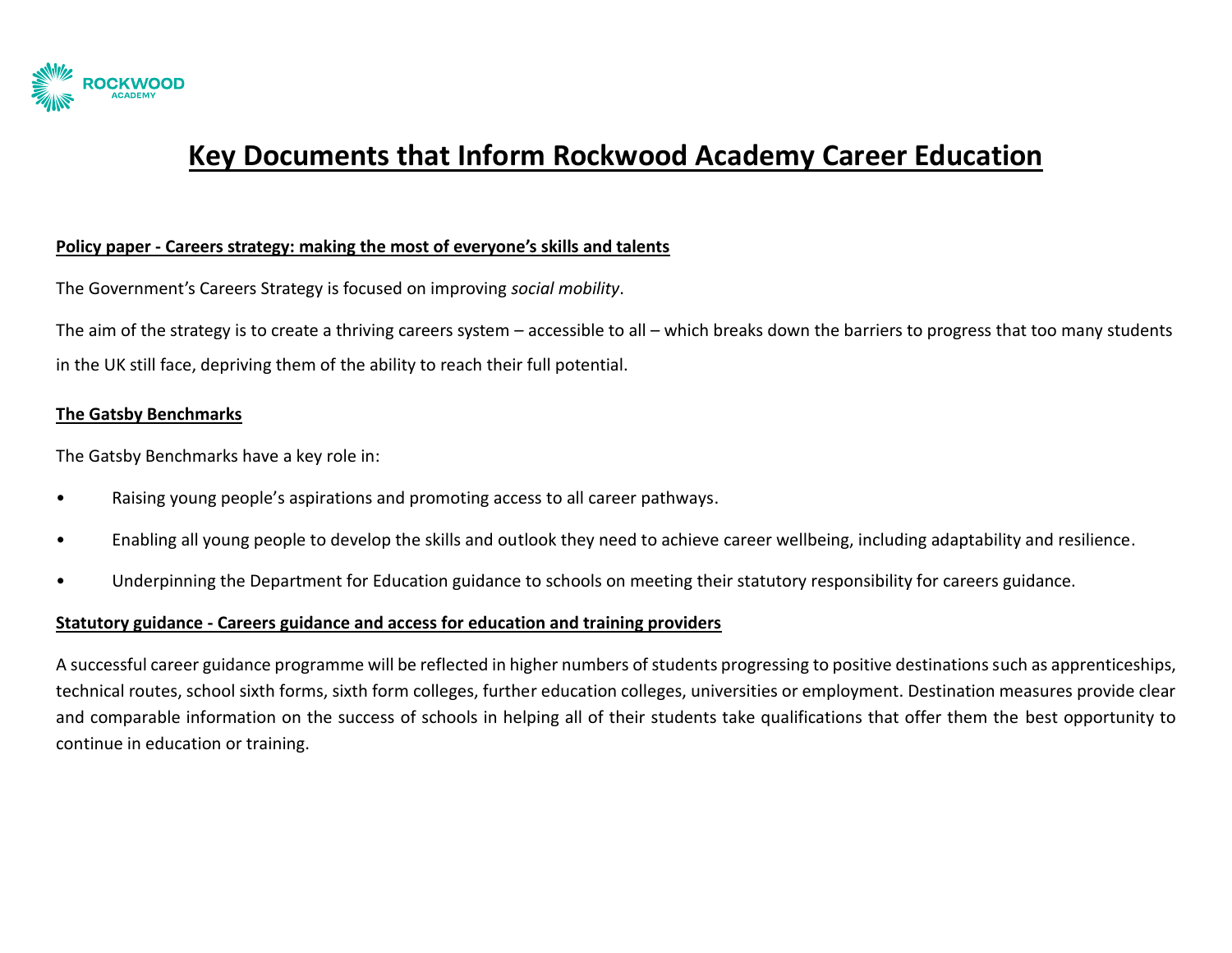# Key Documents that Inform Rockwood Academy Career Education

**Policy paper - Careers strategy: making the most of everyone's skills and talents**

The Government's Careers Strategy is focused on improving *social mobility*.

The aim of the strategy is to create a thriving careers system – accessible to all – which breaks down the barriers to progress that too many students in the UK still face, depriving them of the ability to reach their full potential.

**The Gatsby Benchmarks**

The Gatsby Benchmarks have a key role in:

- Raising young people's aspirations and promoting access to all career pathways.
- Enabling all young people to develop the skills and outlook they need to achieve career wellbeing, including adaptability and resilience.
- Underpinning the Department for Education guidance to schools on meeting their statutory responsibility for careers guidance.

**Statutory guidance - Careers guidance and access for education and training providers**

A successful career guidance programme will be reflected in higher numbers of students progressing to positive destinations such as apprenticeships, technical routes, school sixth forms, sixth form colleges, further education colleges, universities or employment. Destination measures provide clear and comparable information on the success of schools in helping all of their students take qualifications that offer them the best opportunity to continue in education or training.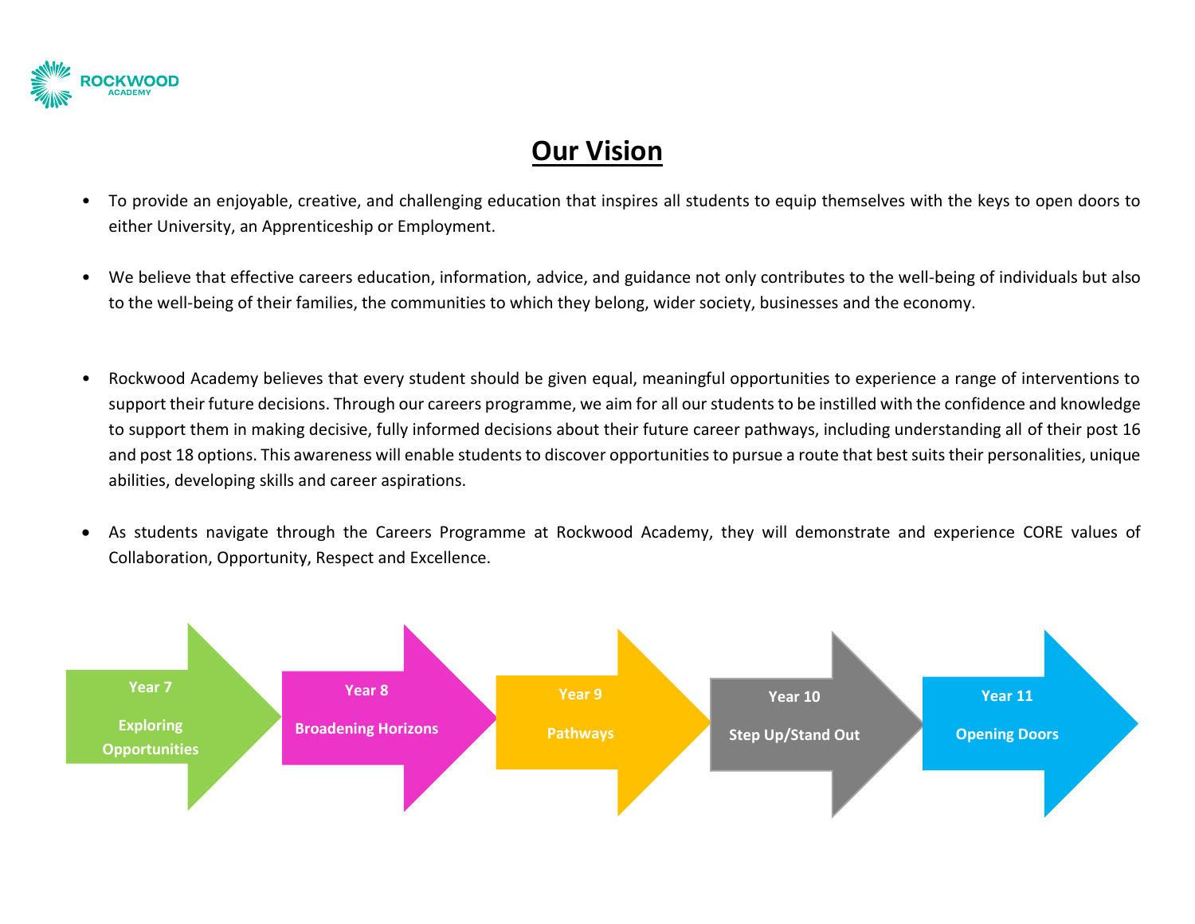## Our Vision

- To provide an enjoyable, creative, and challenging education that inspires all students to equip themselves with the keys to open doors to either University, an Apprenticeship or Employment.

- We believe that effective careers education, information, advice, and guidance not only contributes to the well-being of individuals but also to the well-being of their families, the communities to which they belong, wider society, businesses and the economy.

- Rockwood Academy believes that every student should be given equal, meaningful opportunities to experience a range of interventions to support their future decisions. Through our careers programme, we aim for all our students to be instilled with the confidence and knowledge to support them in making decisive, fully informed decisions about their future career pathways, including understanding all of their post 16 and post 18 options. This awareness will enable students to discover opportunities to pursue a route that best suits their personalities, unique abilities, developing skills and career aspirations.

- As students navigate through the Careers Programme at Rockwood Academy, they will demonstrate and experience CORE values of Collaboration, Opportunity, Respect and Excellence.

**Year 7**
**Exploring Opportunities**

**Year 8**
**Broadening Horizons**

**Year 9**
**Pathways**

**Year 10**
**Step Up/Stand Out**

**Year 11**
**Opening Doors**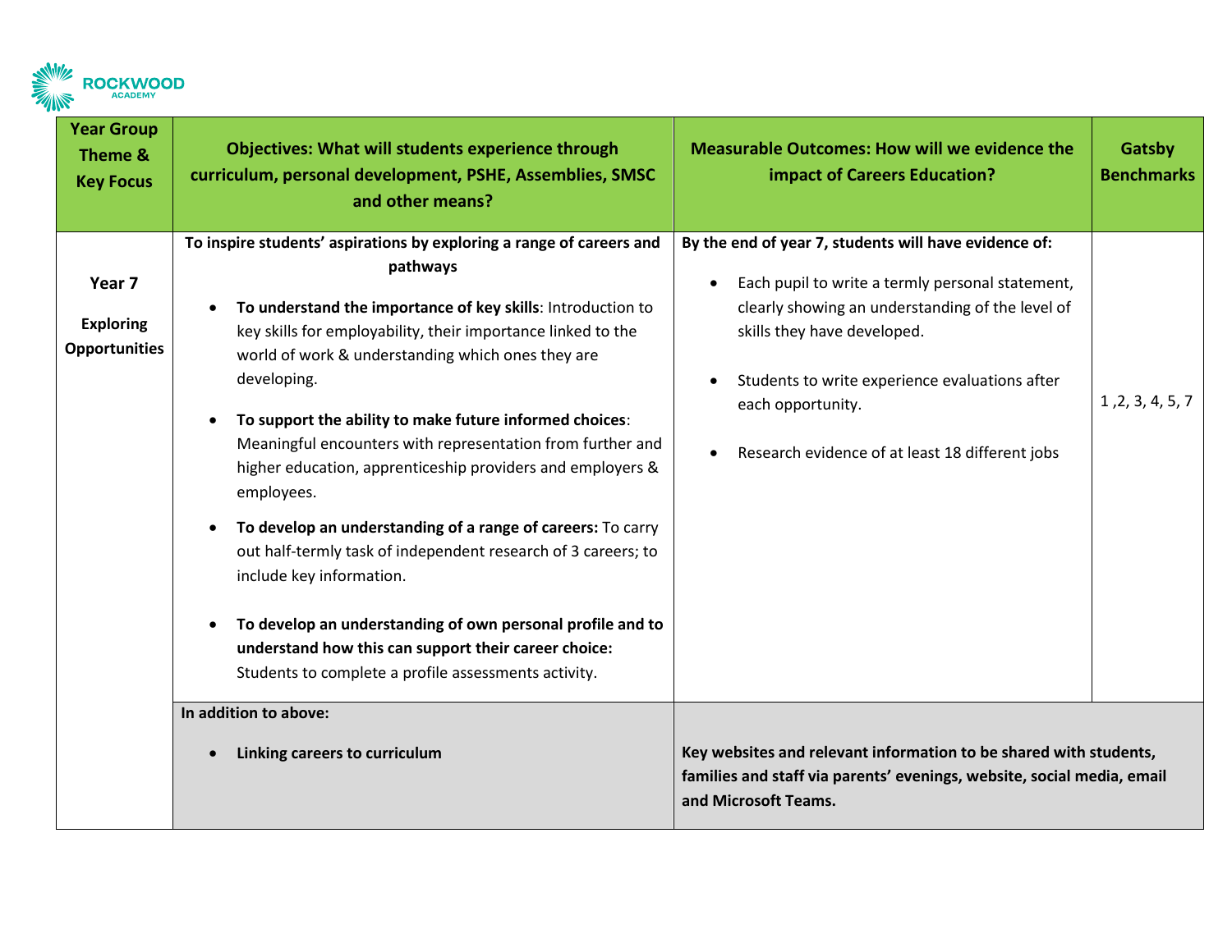| Year Group Theme & Key Focus | Objectives: What will students experience through curriculum, personal development, PSHE, Assemblies, SMSC and other means? | Measurable Outcomes: How will we evidence the impact of Careers Education? | Gatsby Benchmarks |
|---|---|---|---|
| **Year 7**<br><br>**Exploring Opportunities** | **To inspire students' aspirations by exploring a range of careers and pathways**<br><br>• **To understand the importance of key skills**: Introduction to key skills for employability, their importance linked to the world of work & understanding which ones they are developing.<br><br>• **To support the ability to make future informed choices**: Meaningful encounters with representation from further and higher education, apprenticeship providers and employers & employees.<br><br>• **To develop an understanding of a range of careers:** To carry out half-termly task of independent research of 3 careers; to include key information.<br><br>• **To develop an understanding of own personal profile and to understand how this can support their career choice:** Students to complete a profile assessments activity. | **By the end of year 7, students will have evidence of:**<br><br>• Each pupil to write a termly personal statement, clearly showing an understanding of the level of skills they have developed.<br><br>• Students to write experience evaluations after each opportunity.<br><br>• Research evidence of at least 18 different jobs | 1 ,2, 3, 4, 5, 7 |
| | **In addition to above:**<br><br>• **Linking careers to curriculum** | **Key websites and relevant information to be shared with students, families and staff via parents' evenings, website, social media, email and Microsoft Teams.** | |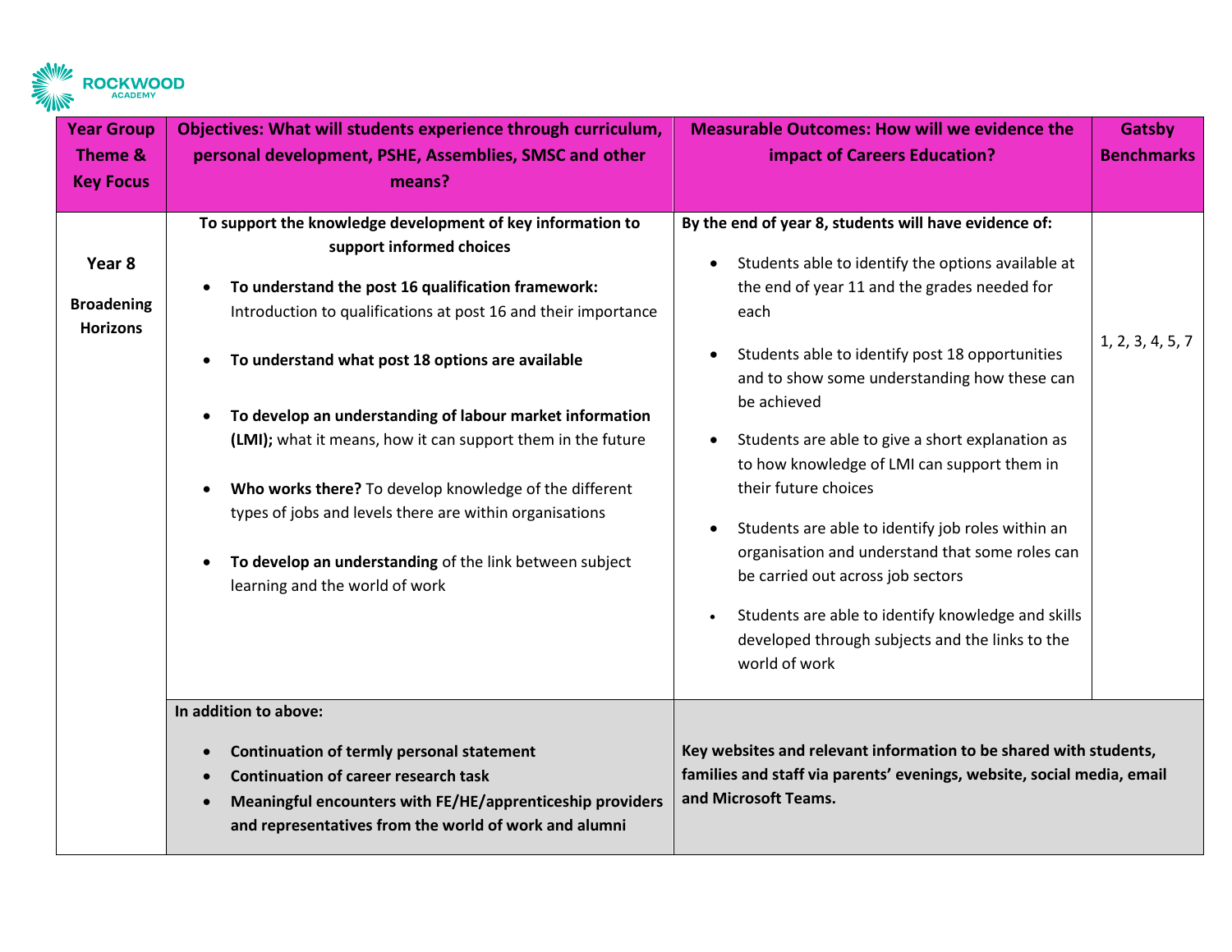| Year Group Theme & Key Focus | Objectives: What will students experience through curriculum, personal development, PSHE, Assemblies, SMSC and other means? | Measurable Outcomes: How will we evidence the impact of Careers Education? | Gatsby Benchmarks |
|---|---|---|---|
| **Year 8**<br><br>**Broadening Horizons** | **To support the knowledge development of key information to support informed choices**<br><br>• **To understand the post 16 qualification framework:** Introduction to qualifications at post 16 and their importance<br><br>• **To understand what post 18 options are available**<br><br>• **To develop an understanding of labour market information (LMI);** what it means, how it can support them in the future<br><br>• **Who works there?** To develop knowledge of the different types of jobs and levels there are within organisations<br><br>• **To develop an understanding** of the link between subject learning and the world of work | **By the end of year 8, students will have evidence of:**<br><br>• Students able to identify the options available at the end of year 11 and the grades needed for each<br><br>• Students able to identify post 18 opportunities and to show some understanding how these can be achieved<br><br>• Students are able to give a short explanation as to how knowledge of LMI can support them in their future choices<br><br>• Students are able to identify job roles within an organisation and understand that some roles can be carried out across job sectors<br><br>• Students are able to identify knowledge and skills developed through subjects and the links to the world of work | 1, 2, 3, 4, 5, 7 |
| | **In addition to above:**<br><br>• **Continuation of termly personal statement**<br>• **Continuation of career research task**<br>• **Meaningful encounters with FE/HE/apprenticeship providers and representatives from the world of work and alumni** | **Key websites and relevant information to be shared with students, families and staff via parents' evenings, website, social media, email and Microsoft Teams.** | |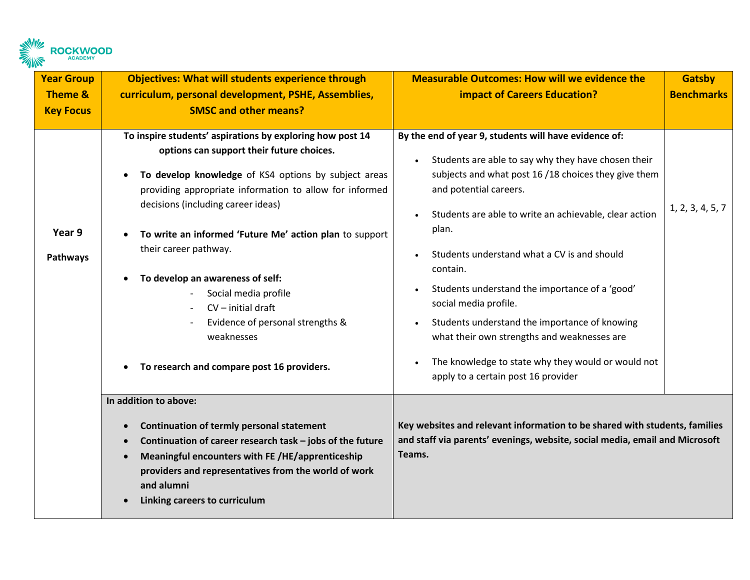| Year Group Theme & Key Focus | Objectives: What will students experience through curriculum, personal development, PSHE, Assemblies, SMSC and other means? | Measurable Outcomes: How will we evidence the impact of Careers Education? | Gatsby Benchmarks |
|---|---|---|---|
| **Year 9**<br><br>**Pathways** | **To inspire students' aspirations by exploring how post 14 options can support their future choices.**<br><br>• **To develop knowledge** of KS4 options by subject areas providing appropriate information to allow for informed decisions (including career ideas)<br><br>• **To write an informed 'Future Me' action plan** to support their career pathway.<br><br>• **To develop an awareness of self:**<br>  - Social media profile<br>  - CV – initial draft<br>  - Evidence of personal strengths & weaknesses<br><br>• **To research and compare post 16 providers.** | **By the end of year 9, students will have evidence of:**<br><br>• Students are able to say why they have chosen their subjects and what post 16 /18 choices they give them and potential careers.<br><br>• Students are able to write an achievable, clear action plan.<br><br>• Students understand what a CV is and should contain.<br><br>• Students understand the importance of a 'good' social media profile.<br><br>• Students understand the importance of knowing what their own strengths and weaknesses are<br><br>• The knowledge to state why they would or would not apply to a certain post 16 provider | 1, 2, 3, 4, 5, 7 |
| | **In addition to above:**<br><br>• **Continuation of termly personal statement**<br>• **Continuation of career research task – jobs of the future**<br>• **Meaningful encounters with FE /HE/apprenticeship providers and representatives from the world of work and alumni**<br>• **Linking careers to curriculum** | **Key websites and relevant information to be shared with students, families and staff via parents' evenings, website, social media, email and Microsoft Teams.** | |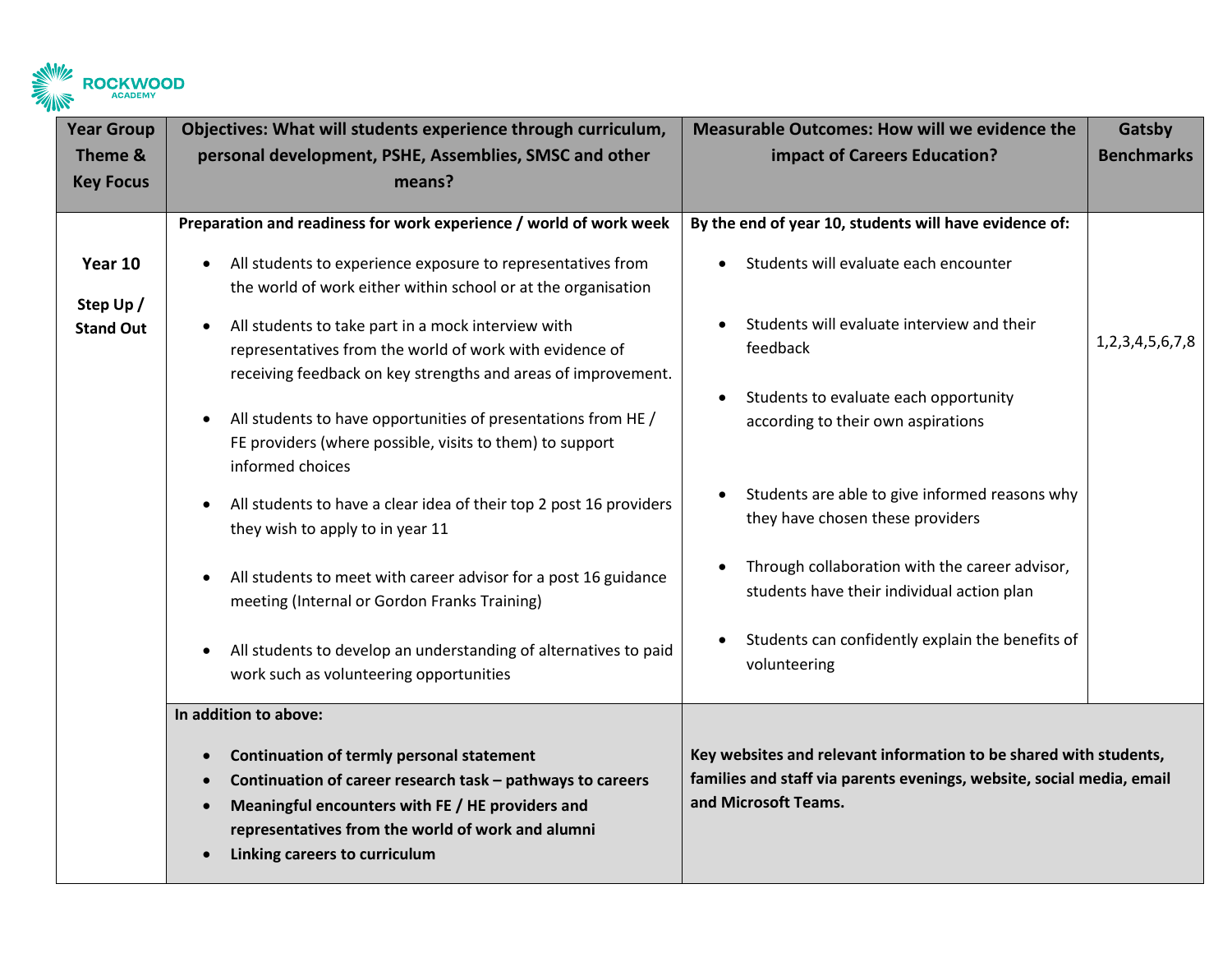| Year Group Theme & Key Focus | Objectives: What will students experience through curriculum, personal development, PSHE, Assemblies, SMSC and other means? | Measurable Outcomes: How will we evidence the impact of Careers Education? | Gatsby Benchmarks |
|---|---|---|---|
| **Year 10**<br><br>**Step Up / Stand Out** | **Preparation and readiness for work experience / world of work week**<br><br>• All students to experience exposure to representatives from the world of work either within school or at the organisation<br>• All students to take part in a mock interview with representatives from the world of work with evidence of receiving feedback on key strengths and areas of improvement.<br>• All students to have opportunities of presentations from HE / FE providers (where possible, visits to them) to support informed choices<br>• All students to have a clear idea of their top 2 post 16 providers they wish to apply to in year 11<br>• All students to meet with career advisor for a post 16 guidance meeting (Internal or Gordon Franks Training)<br>• All students to develop an understanding of alternatives to paid work such as volunteering opportunities | **By the end of year 10, students will have evidence of:**<br><br>• Students will evaluate each encounter<br>• Students will evaluate interview and their feedback<br>• Students to evaluate each opportunity according to their own aspirations<br>• Students are able to give informed reasons why they have chosen these providers<br>• Through collaboration with the career advisor, students have their individual action plan<br>• Students can confidently explain the benefits of volunteering | 1,2,3,4,5,6,7,8 |
| | **In addition to above:**<br><br>• **Continuation of termly personal statement**<br>• **Continuation of career research task – pathways to careers**<br>• **Meaningful encounters with FE / HE providers and representatives from the world of work and alumni**<br>• **Linking careers to curriculum** | **Key websites and relevant information to be shared with students, families and staff via parents evenings, website, social media, email and Microsoft Teams.** | |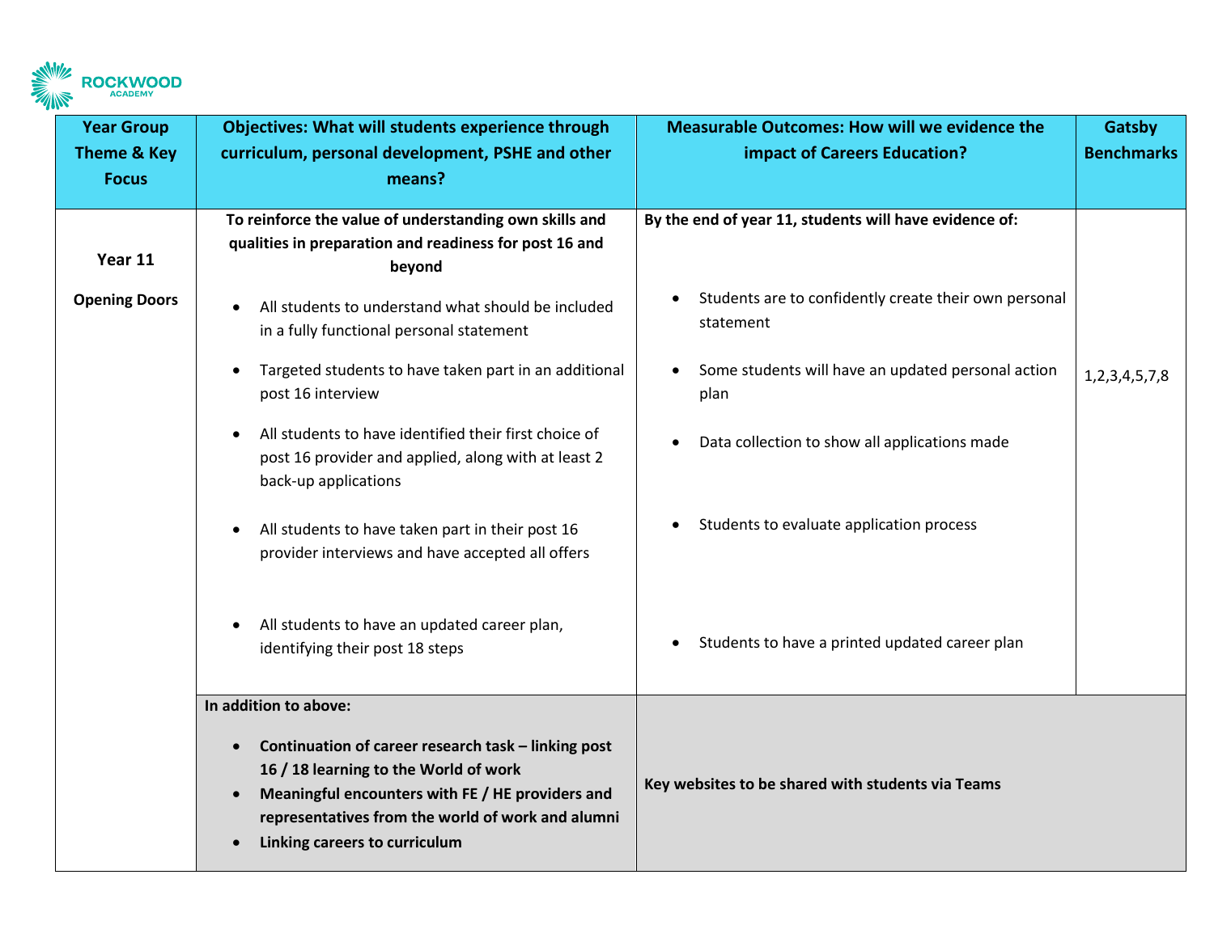| Year Group Theme & Key Focus | Objectives: What will students experience through curriculum, personal development, PSHE and other means? | Measurable Outcomes: How will we evidence the impact of Careers Education? | Gatsby Benchmarks |
|---|---|---|---|
| **Year 11**<br><br>**Opening Doors** | **To reinforce the value of understanding own skills and qualities in preparation and readiness for post 16 and beyond**<br><br>• All students to understand what should be included in a fully functional personal statement<br>• Targeted students to have taken part in an additional post 16 interview<br>• All students to have identified their first choice of post 16 provider and applied, along with at least 2 back-up applications<br>• All students to have taken part in their post 16 provider interviews and have accepted all offers<br>• All students to have an updated career plan, identifying their post 18 steps | **By the end of year 11, students will have evidence of:**<br><br>• Students are to confidently create their own personal statement<br>• Some students will have an updated personal action plan<br>• Data collection to show all applications made<br>• Students to evaluate application process<br>• Students to have a printed updated career plan | 1,2,3,4,5,7,8 |
| | **In addition to above:**<br><br>• **Continuation of career research task – linking post 16 / 18 learning to the World of work**<br>• **Meaningful encounters with FE / HE providers and representatives from the world of work and alumni**<br>• **Linking careers to curriculum** | **Key websites to be shared with students via Teams** | |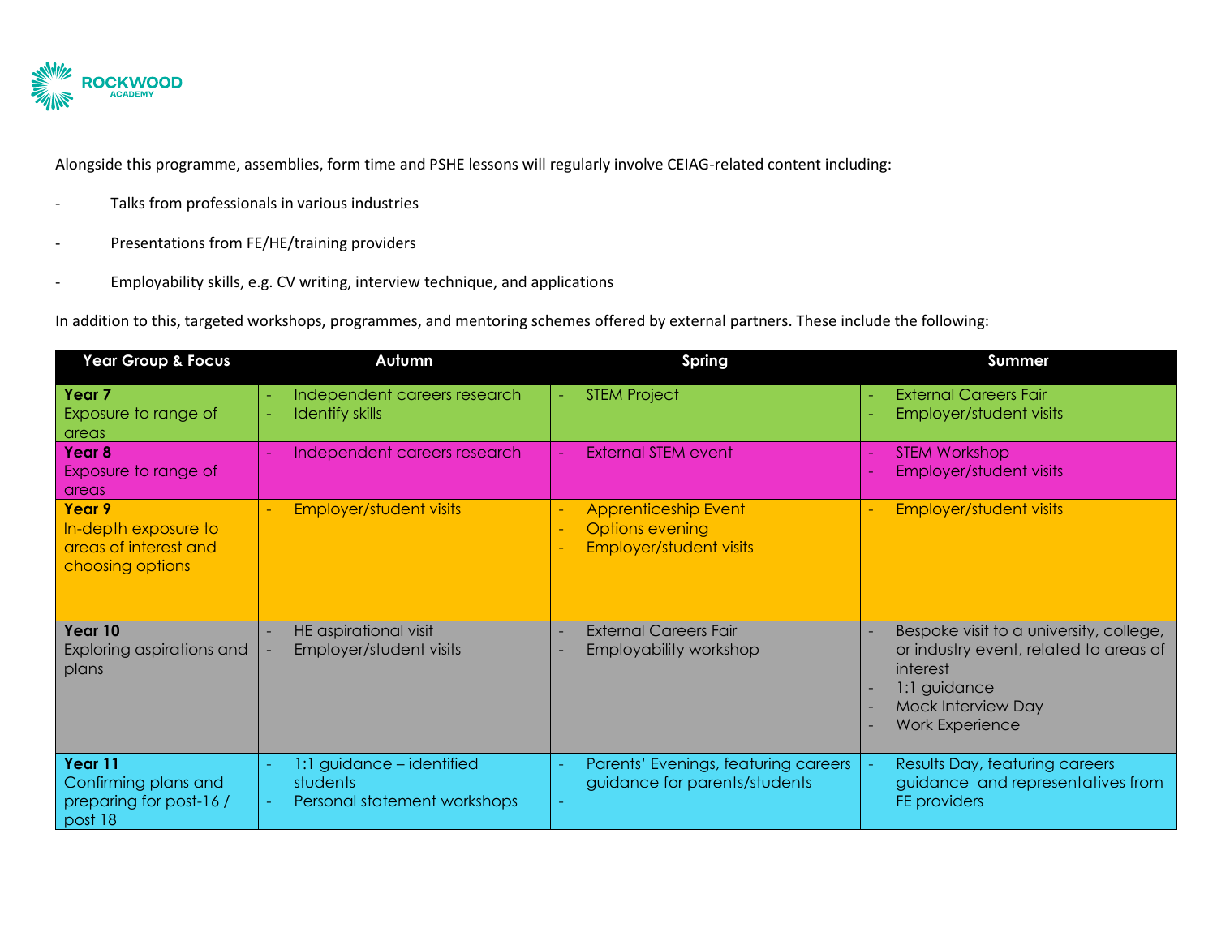Alongside this programme, assemblies, form time and PSHE lessons will regularly involve CEIAG-related content including:

- Talks from professionals in various industries
- Presentations from FE/HE/training providers
- Employability skills, e.g. CV writing, interview technique, and applications

In addition to this, targeted workshops, programmes, and mentoring schemes offered by external partners. These include the following:

| Year Group & Focus | Autumn | Spring | Summer |
|---|---|---|---|
| **Year 7**<br>Exposure to range of areas | - Independent careers research<br>- Identify skills | - STEM Project | - External Careers Fair<br>- Employer/student visits |
| **Year 8**<br>Exposure to range of areas | - Independent careers research | - External STEM event | - STEM Workshop<br>- Employer/student visits |
| **Year 9**<br>In-depth exposure to areas of interest and choosing options | - Employer/student visits | - Apprenticeship Event<br>- Options evening<br>- Employer/student visits | - Employer/student visits |
| **Year 10**<br>Exploring aspirations and plans | - HE aspirational visit<br>- Employer/student visits | - External Careers Fair<br>- Employability workshop | - Bespoke visit to a university, college, or industry event, related to areas of interest<br>- 1:1 guidance<br>- Mock Interview Day<br>- Work Experience |
| **Year 11**<br>Confirming plans and preparing for post-16 / post 18 | - 1:1 guidance – identified students<br>- Personal statement workshops | - Parents' Evenings, featuring careers guidance for parents/students<br>- | - Results Day, featuring careers guidance and representatives from FE providers |